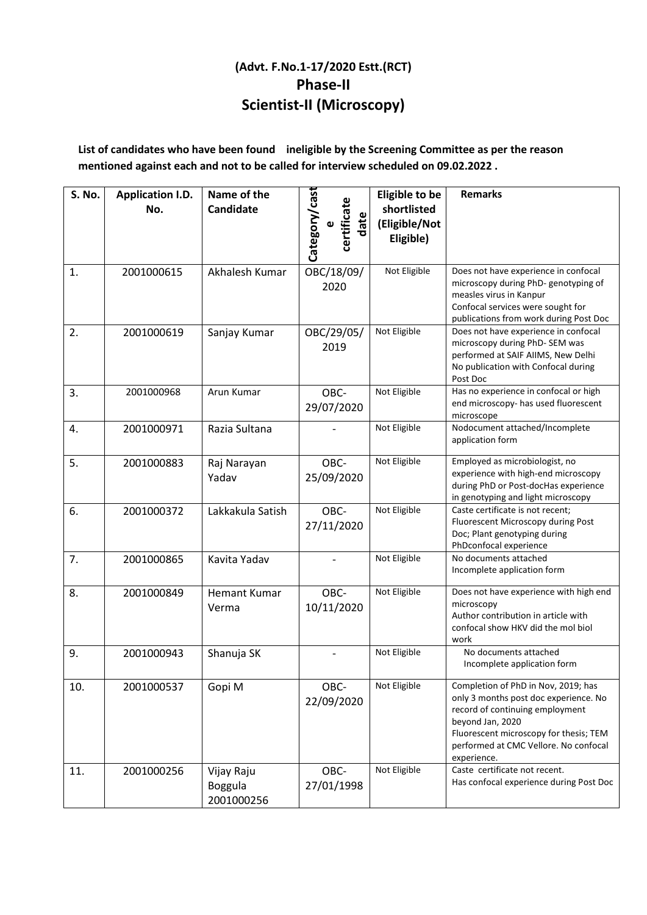## (Advt. F.No.1-17/2020 Estt.(RCT)

## Phase-II

## Scientist-II (Microscopy)

**List of candidates who have been found ineligible by the Screening Committee as per the reason mentioned against each and not to be called for interview scheduled on 09.02.2022 .**

| S. No. | Application I.D. No. | Name of the Candidate | Category/caste certificate date | Eligible to be shortlisted (Eligible/Not Eligible) | Remarks |
|---|---|---|---|---|---|
| 1. | 2001000615 | Akhalesh Kumar | OBC/18/09/2020 | Not Eligible | Does not have experience in confocal microscopy during PhD- genotyping of measles virus in Kanpur<br>Confocal services were sought for publications from work during Post Doc |
| 2. | 2001000619 | Sanjay Kumar | OBC/29/05/2019 | Not Eligible | Does not have experience in confocal microscopy during PhD- SEM was performed at SAIF AIIMS, New Delhi<br>No publication with Confocal during Post Doc |
| 3. | 2001000968 | Arun Kumar | OBC-29/07/2020 | Not Eligible | Has no experience in confocal or high end microscopy- has used fluorescent microscope |
| 4. | 2001000971 | Razia Sultana | - | Not Eligible | Nodocument attached/Incomplete application form |
| 5. | 2001000883 | Raj Narayan Yadav | OBC-25/09/2020 | Not Eligible | Employed as microbiologist, no experience with high-end microscopy during PhD or Post-docHas experience in genotyping and light microscopy |
| 6. | 2001000372 | Lakkakula Satish | OBC-27/11/2020 | Not Eligible | Caste certificate is not recent; Fluorescent Microscopy during Post Doc; Plant genotyping during PhDconfocal experience |
| 7. | 2001000865 | Kavita Yadav | - | Not Eligible | No documents attached<br>Incomplete application form |
| 8. | 2001000849 | Hemant Kumar Verma | OBC-10/11/2020 | Not Eligible | Does not have experience with high end microscopy<br>Author contribution in article with confocal show HKV did the mol biol work |
| 9. | 2001000943 | Shanuja SK | - | Not Eligible | No documents attached<br>Incomplete application form |
| 10. | 2001000537 | Gopi M | OBC-22/09/2020 | Not Eligible | Completion of PhD in Nov, 2019; has only 3 months post doc experience. No record of continuing employment beyond Jan, 2020<br>Fluorescent microscopy for thesis; TEM performed at CMC Vellore. No confocal experience. |
| 11. | 2001000256 | Vijay Raju Boggula 2001000256 | OBC-27/01/1998 | Not Eligible | Caste certificate not recent.<br>Has confocal experience during Post Doc |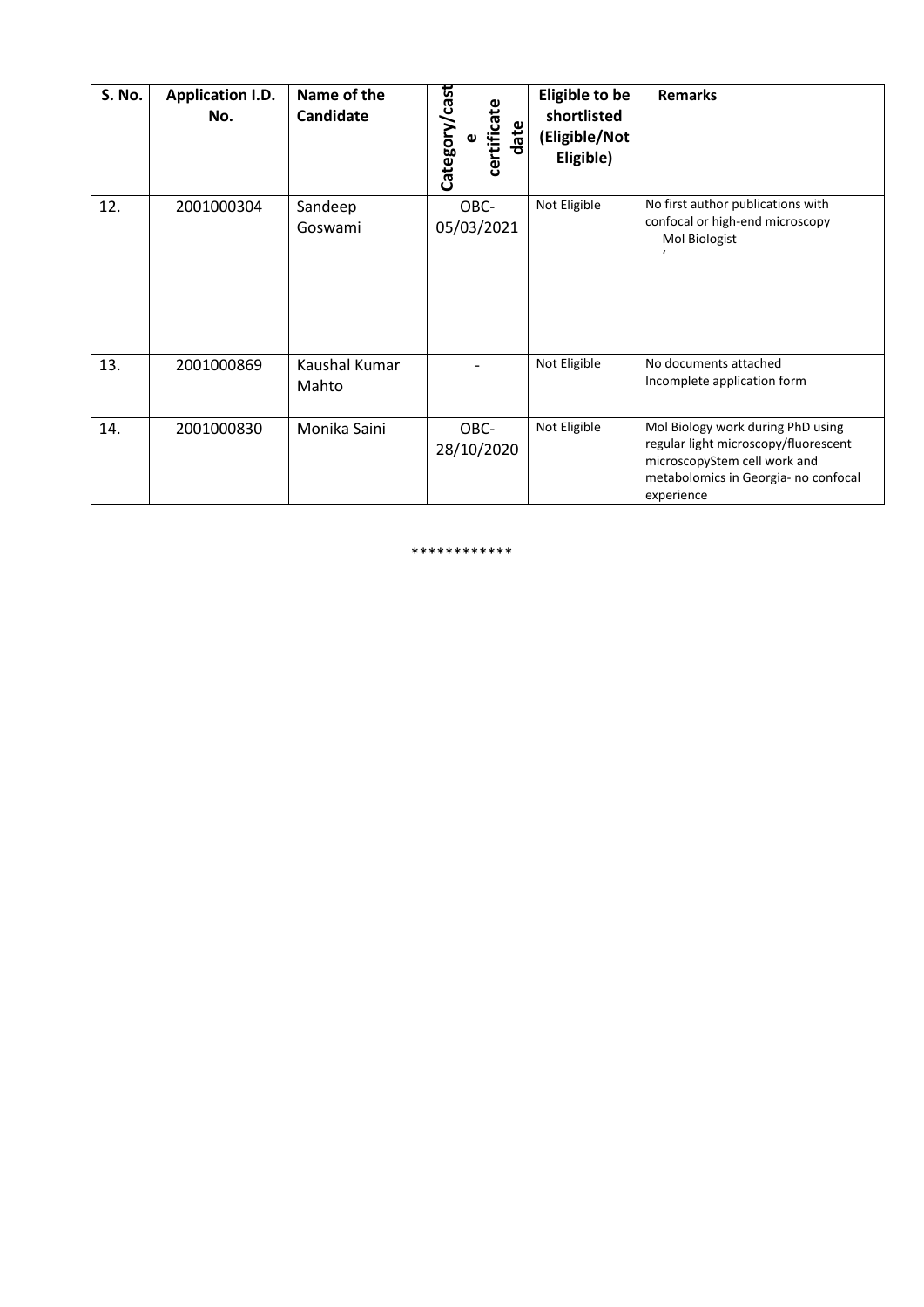| S. No. | Application I.D. No. | Name of the Candidate | Category/caste certificate date | Eligible to be shortlisted (Eligible/Not Eligible) | Remarks |
|---|---|---|---|---|---|
| 12. | 2001000304 | Sandeep Goswami | OBC-05/03/2021 | Not Eligible | No first author publications with confocal or high-end microscopy Mol Biologist |
| 13. | 2001000869 | Kaushal Kumar Mahto | - | Not Eligible | No documents attached Incomplete application form |
| 14. | 2001000830 | Monika Saini | OBC-28/10/2020 | Not Eligible | Mol Biology work during PhD using regular light microscopy/fluorescent microscopyStem cell work and metabolomics in Georgia- no confocal experience |

************